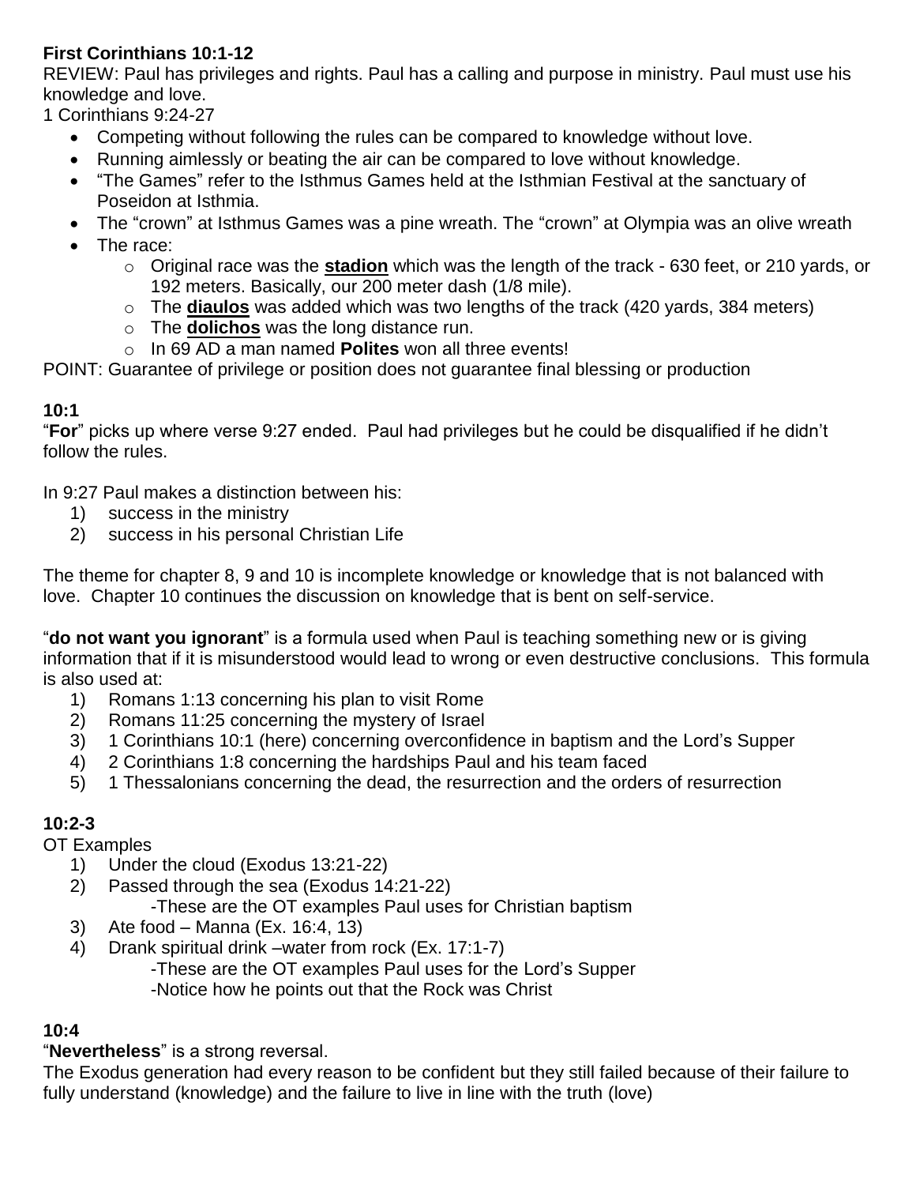**First Corinthians 10:1-12**

REVIEW: Paul has privileges and rights. Paul has a calling and purpose in ministry. Paul must use his knowledge and love.

1 Corinthians 9:24-27

- Competing without following the rules can be compared to knowledge without love.
- Running aimlessly or beating the air can be compared to love without knowledge.
- "The Games" refer to the Isthmus Games held at the Isthmian Festival at the sanctuary of Poseidon at Isthmia.
- The "crown" at Isthmus Games was a pine wreath. The "crown" at Olympia was an olive wreath
- The race:
  - Original race was the **stadion** which was the length of the track - 630 feet, or 210 yards, or 192 meters. Basically, our 200 meter dash (1/8 mile).
  - The **diaulos** was added which was two lengths of the track (420 yards, 384 meters)
  - The **dolichos** was the long distance run.
  - In 69 AD a man named **Polites** won all three events!

POINT: Guarantee of privilege or position does not guarantee final blessing or production

**10:1**

"**For**" picks up where verse 9:27 ended. Paul had privileges but he could be disqualified if he didn't follow the rules.

In 9:27 Paul makes a distinction between his:

1) success in the ministry
2) success in his personal Christian Life

The theme for chapter 8, 9 and 10 is incomplete knowledge or knowledge that is not balanced with love. Chapter 10 continues the discussion on knowledge that is bent on self-service.

"**do not want you ignorant**" is a formula used when Paul is teaching something new or is giving information that if it is misunderstood would lead to wrong or even destructive conclusions. This formula is also used at:

1) Romans 1:13 concerning his plan to visit Rome
2) Romans 11:25 concerning the mystery of Israel
3) 1 Corinthians 10:1 (here) concerning overconfidence in baptism and the Lord's Supper
4) 2 Corinthians 1:8 concerning the hardships Paul and his team faced
5) 1 Thessalonians concerning the dead, the resurrection and the orders of resurrection

**10:2-3**

OT Examples

1) Under the cloud (Exodus 13:21-22)
2) Passed through the sea (Exodus 14:21-22)
   -These are the OT examples Paul uses for Christian baptism
3) Ate food – Manna (Ex. 16:4, 13)
4) Drank spiritual drink –water from rock (Ex. 17:1-7)
   -These are the OT examples Paul uses for the Lord's Supper
   -Notice how he points out that the Rock was Christ

**10:4**

"**Nevertheless**" is a strong reversal.

The Exodus generation had every reason to be confident but they still failed because of their failure to fully understand (knowledge) and the failure to live in line with the truth (love)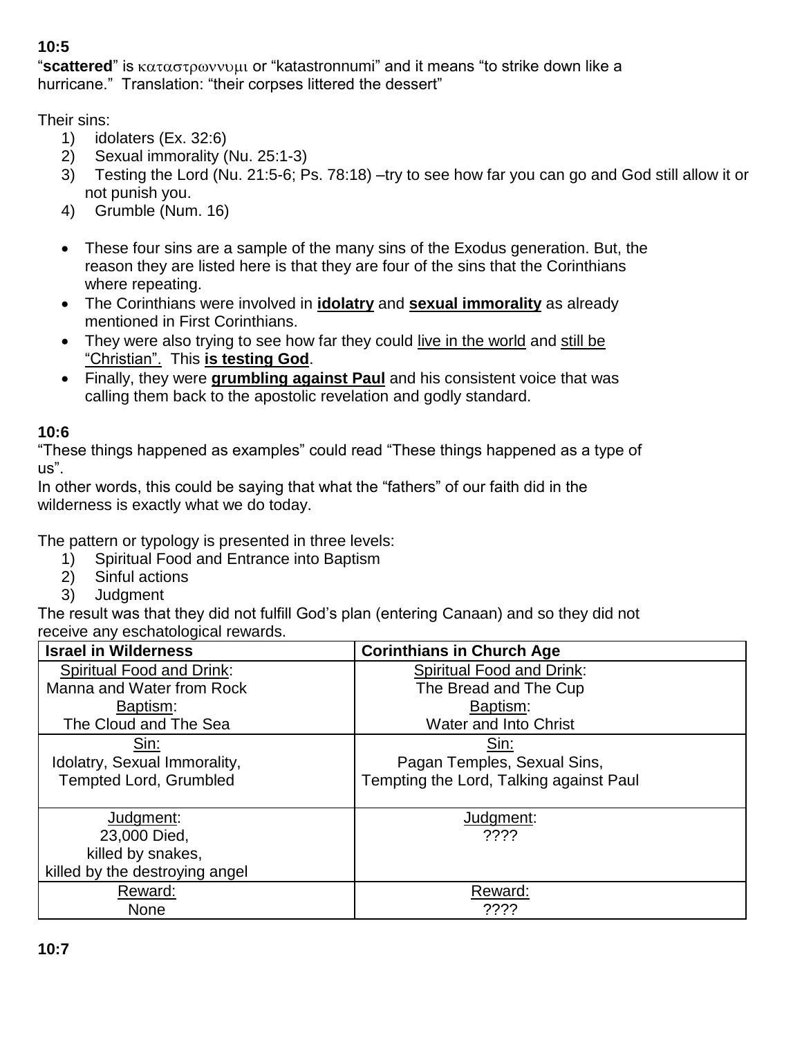**10:5**

"**scattered**" is καταστρωννυμι or "katastronnumi" and it means "to strike down like a hurricane." Translation: "their corpses littered the dessert"

Their sins:

1) idolaters (Ex. 32:6)
2) Sexual immorality (Nu. 25:1-3)
3) Testing the Lord (Nu. 21:5-6; Ps. 78:18) –try to see how far you can go and God still allow it or not punish you.
4) Grumble (Num. 16)

- These four sins are a sample of the many sins of the Exodus generation. But, the reason they are listed here is that they are four of the sins that the Corinthians where repeating.
- The Corinthians were involved in **idolatry** and **sexual immorality** as already mentioned in First Corinthians.
- They were also trying to see how far they could live in the world and still be "Christian". This **is testing God**.
- Finally, they were **grumbling against Paul** and his consistent voice that was calling them back to the apostolic revelation and godly standard.

**10:6**

"These things happened as examples" could read "These things happened as a type of us".
In other words, this could be saying that what the "fathers" of our faith did in the wilderness is exactly what we do today.

The pattern or typology is presented in three levels:

1) Spiritual Food and Entrance into Baptism
2) Sinful actions
3) Judgment

The result was that they did not fulfill God's plan (entering Canaan) and so they did not receive any eschatological rewards.

| **Israel in Wilderness** | **Corinthians in Church Age** |
|---|---|
| Spiritual Food and Drink: Manna and Water from Rock Baptism: The Cloud and The Sea | Spiritual Food and Drink: The Bread and The Cup Baptism: Water and Into Christ |
| Sin: Idolatry, Sexual Immorality, Tempted Lord, Grumbled | Sin: Pagan Temples, Sexual Sins, Tempting the Lord, Talking against Paul |
| Judgment: 23,000 Died, killed by snakes, killed by the destroying angel | Judgment: ???? |
| Reward: None | Reward: ???? |

**10:7**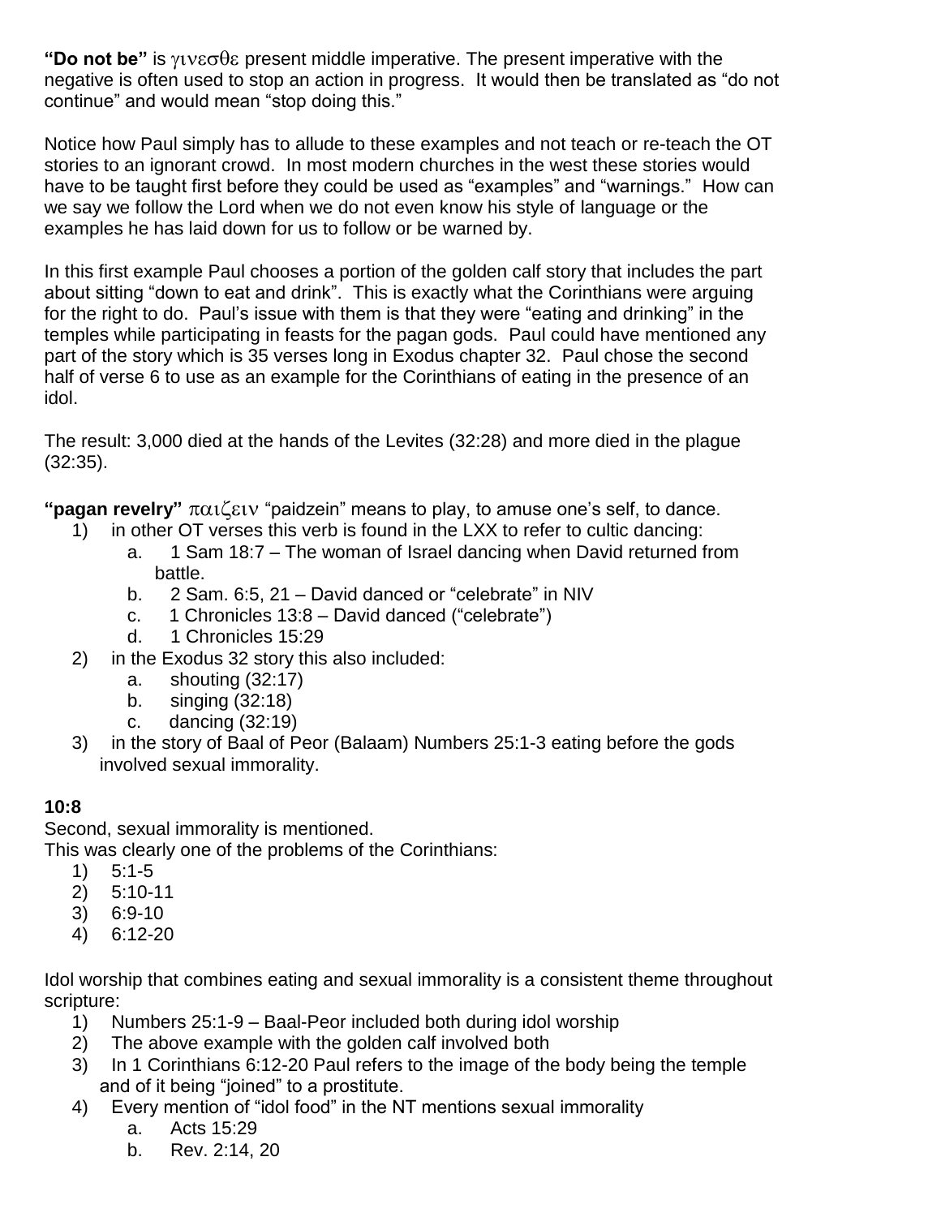**"Do not be"** is γινεσθε present middle imperative. The present imperative with the negative is often used to stop an action in progress. It would then be translated as "do not continue" and would mean "stop doing this."

Notice how Paul simply has to allude to these examples and not teach or re-teach the OT stories to an ignorant crowd. In most modern churches in the west these stories would have to be taught first before they could be used as "examples" and "warnings." How can we say we follow the Lord when we do not even know his style of language or the examples he has laid down for us to follow or be warned by.

In this first example Paul chooses a portion of the golden calf story that includes the part about sitting "down to eat and drink". This is exactly what the Corinthians were arguing for the right to do. Paul's issue with them is that they were "eating and drinking" in the temples while participating in feasts for the pagan gods. Paul could have mentioned any part of the story which is 35 verses long in Exodus chapter 32. Paul chose the second half of verse 6 to use as an example for the Corinthians of eating in the presence of an idol.

The result: 3,000 died at the hands of the Levites (32:28) and more died in the plague (32:35).

**"pagan revelry"** παιζειν "paidzein" means to play, to amuse one's self, to dance.

1) in other OT verses this verb is found in the LXX to refer to cultic dancing:
    a. 1 Sam 18:7 – The woman of Israel dancing when David returned from battle.
    b. 2 Sam. 6:5, 21 – David danced or "celebrate" in NIV
    c. 1 Chronicles 13:8 – David danced ("celebrate")
    d. 1 Chronicles 15:29
2) in the Exodus 32 story this also included:
    a. shouting (32:17)
    b. singing (32:18)
    c. dancing (32:19)
3) in the story of Baal of Peor (Balaam) Numbers 25:1-3 eating before the gods involved sexual immorality.

**10:8**

Second, sexual immorality is mentioned.
This was clearly one of the problems of the Corinthians:

1) 5:1-5
2) 5:10-11
3) 6:9-10
4) 6:12-20

Idol worship that combines eating and sexual immorality is a consistent theme throughout scripture:

1) Numbers 25:1-9 – Baal-Peor included both during idol worship
2) The above example with the golden calf involved both
3) In 1 Corinthians 6:12-20 Paul refers to the image of the body being the temple and of it being "joined" to a prostitute.
4) Every mention of "idol food" in the NT mentions sexual immorality
    a. Acts 15:29
    b. Rev. 2:14, 20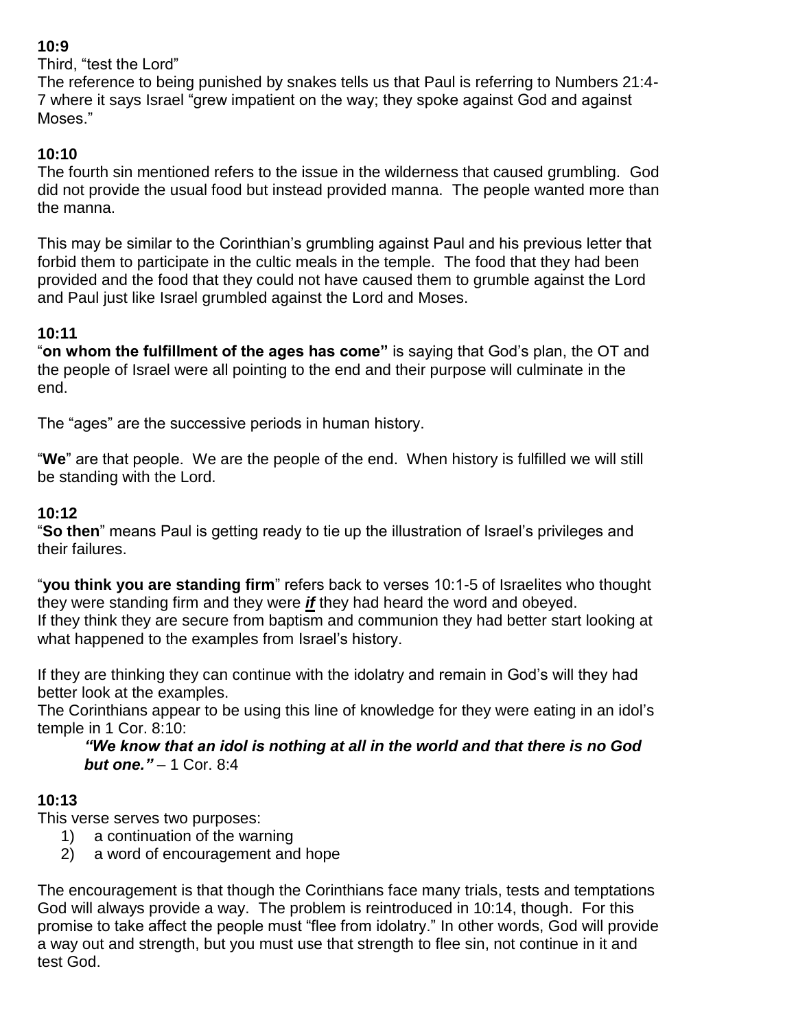**10:9**

Third, "test the Lord"

The reference to being punished by snakes tells us that Paul is referring to Numbers 21:4-7 where it says Israel "grew impatient on the way; they spoke against God and against Moses."

**10:10**

The fourth sin mentioned refers to the issue in the wilderness that caused grumbling. God did not provide the usual food but instead provided manna. The people wanted more than the manna.

This may be similar to the Corinthian's grumbling against Paul and his previous letter that forbid them to participate in the cultic meals in the temple. The food that they had been provided and the food that they could not have caused them to grumble against the Lord and Paul just like Israel grumbled against the Lord and Moses.

**10:11**

"**on whom the fulfillment of the ages has come"** is saying that God's plan, the OT and the people of Israel were all pointing to the end and their purpose will culminate in the end.

The "ages" are the successive periods in human history.

"**We**" are that people. We are the people of the end. When history is fulfilled we will still be standing with the Lord.

**10:12**

"**So then**" means Paul is getting ready to tie up the illustration of Israel's privileges and their failures.

"**you think you are standing firm**" refers back to verses 10:1-5 of Israelites who thought they were standing firm and they were ***if*** they had heard the word and obeyed.
If they think they are secure from baptism and communion they had better start looking at what happened to the examples from Israel's history.

If they are thinking they can continue with the idolatry and remain in God's will they had better look at the examples.
The Corinthians appear to be using this line of knowledge for they were eating in an idol's temple in 1 Cor. 8:10:

> ***"We know that an idol is nothing at all in the world and that there is no God but one."*** – 1 Cor. 8:4

**10:13**

This verse serves two purposes:

1) a continuation of the warning
2) a word of encouragement and hope

The encouragement is that though the Corinthians face many trials, tests and temptations God will always provide a way. The problem is reintroduced in 10:14, though. For this promise to take affect the people must "flee from idolatry." In other words, God will provide a way out and strength, but you must use that strength to flee sin, not continue in it and test God.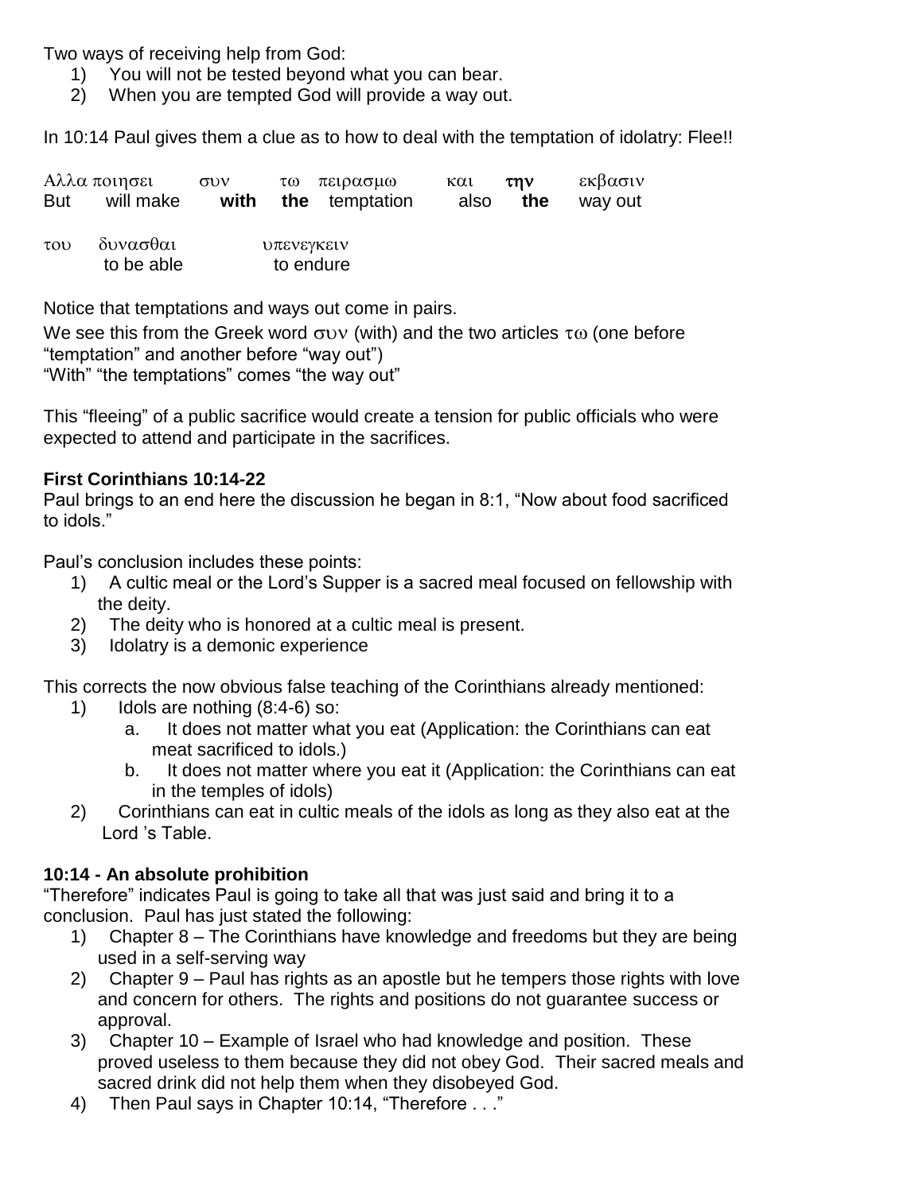Two ways of receiving help from God:

1) You will not be tested beyond what you can bear.
2) When you are tempted God will provide a way out.

In 10:14 Paul gives them a clue as to how to deal with the temptation of idolatry: Flee!!

| Αλλα | ποιησει | συν | τω | πειρασμω | και | **την** | εκβασιν |
|---|---|---|---|---|---|---|---|
| But | will make | **with** | **the** | temptation | also | **the** | way out |

| του | δυνασθαι | υπενεγκειν |
|---|---|---|
| | to be able | to endure |

Notice that temptations and ways out come in pairs.

We see this from the Greek word συν (with) and the two articles τω (one before "temptation" and another before "way out")

"With" "the temptations" comes "the way out"

This "fleeing" of a public sacrifice would create a tension for public officials who were expected to attend and participate in the sacrifices.

**First Corinthians 10:14-22**

Paul brings to an end here the discussion he began in 8:1, "Now about food sacrificed to idols."

Paul's conclusion includes these points:

1) A cultic meal or the Lord's Supper is a sacred meal focused on fellowship with the deity.
2) The deity who is honored at a cultic meal is present.
3) Idolatry is a demonic experience

This corrects the now obvious false teaching of the Corinthians already mentioned:

1) Idols are nothing (8:4-6) so:
   a. It does not matter what you eat (Application: the Corinthians can eat meat sacrificed to idols.)
   b. It does not matter where you eat it (Application: the Corinthians can eat in the temples of idols)
2) Corinthians can eat in cultic meals of the idols as long as they also eat at the Lord 's Table.

**10:14 - An absolute prohibition**

"Therefore" indicates Paul is going to take all that was just said and bring it to a conclusion. Paul has just stated the following:

1) Chapter 8 – The Corinthians have knowledge and freedoms but they are being used in a self-serving way
2) Chapter 9 – Paul has rights as an apostle but he tempers those rights with love and concern for others. The rights and positions do not guarantee success or approval.
3) Chapter 10 – Example of Israel who had knowledge and position. These proved useless to them because they did not obey God. Their sacred meals and sacred drink did not help them when they disobeyed God.
4) Then Paul says in Chapter 10:14, "Therefore . . ."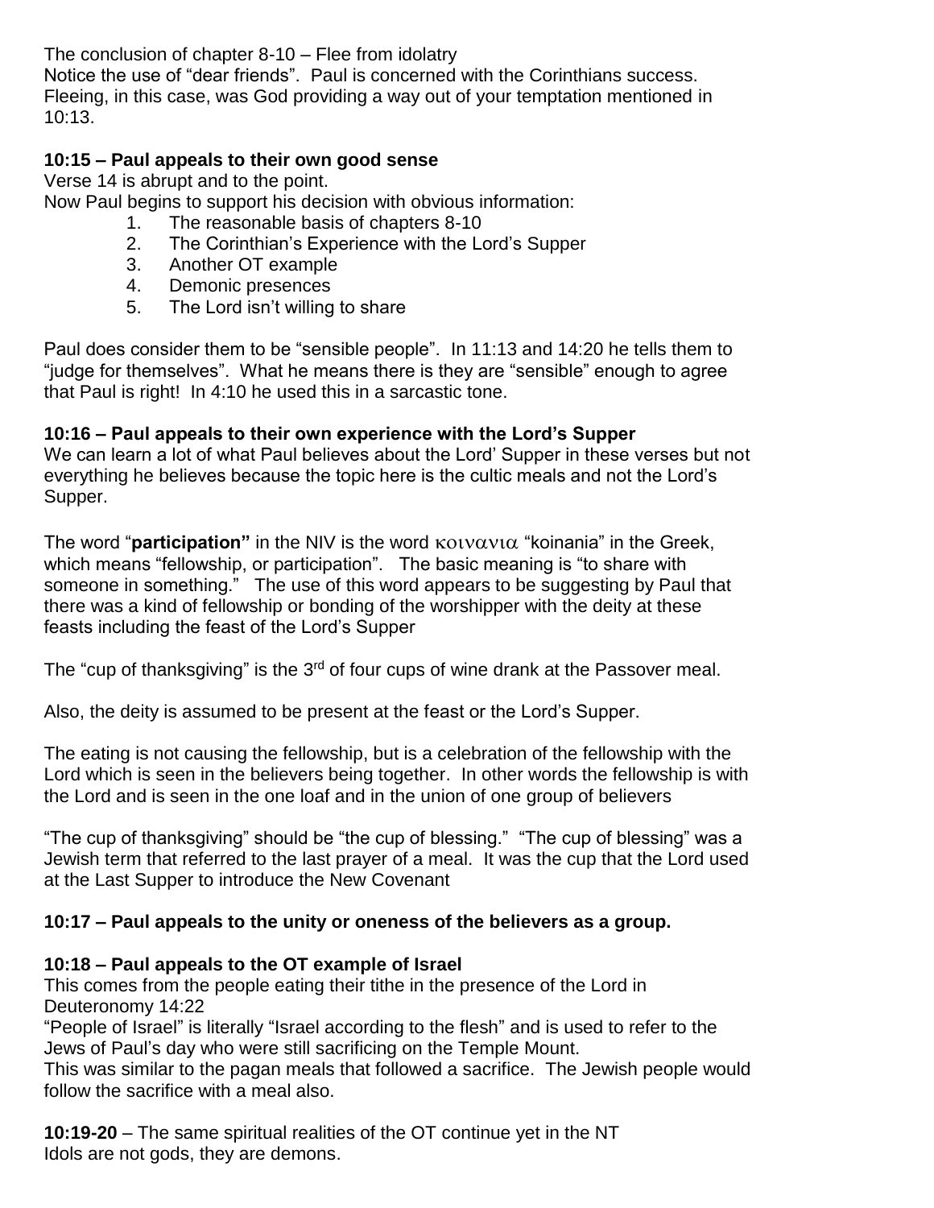The conclusion of chapter 8-10 – Flee from idolatry

Notice the use of “dear friends”. Paul is concerned with the Corinthians success. Fleeing, in this case, was God providing a way out of your temptation mentioned in 10:13.

**10:15 – Paul appeals to their own good sense**

Verse 14 is abrupt and to the point.

Now Paul begins to support his decision with obvious information:

1. The reasonable basis of chapters 8-10
2. The Corinthian’s Experience with the Lord’s Supper
3. Another OT example
4. Demonic presences
5. The Lord isn’t willing to share

Paul does consider them to be “sensible people”. In 11:13 and 14:20 he tells them to “judge for themselves”. What he means there is they are “sensible” enough to agree that Paul is right! In 4:10 he used this in a sarcastic tone.

**10:16 – Paul appeals to their own experience with the Lord’s Supper**

We can learn a lot of what Paul believes about the Lord’ Supper in these verses but not everything he believes because the topic here is the cultic meals and not the Lord’s Supper.

The word “**participation”** in the NIV is the word κοινανια “koinania” in the Greek, which means “fellowship, or participation”. The basic meaning is “to share with someone in something.” The use of this word appears to be suggesting by Paul that there was a kind of fellowship or bonding of the worshipper with the deity at these feasts including the feast of the Lord’s Supper

The “cup of thanksgiving” is the 3rd of four cups of wine drank at the Passover meal.

Also, the deity is assumed to be present at the feast or the Lord’s Supper.

The eating is not causing the fellowship, but is a celebration of the fellowship with the Lord which is seen in the believers being together. In other words the fellowship is with the Lord and is seen in the one loaf and in the union of one group of believers

“The cup of thanksgiving” should be “the cup of blessing.” “The cup of blessing” was a Jewish term that referred to the last prayer of a meal. It was the cup that the Lord used at the Last Supper to introduce the New Covenant

**10:17 – Paul appeals to the unity or oneness of the believers as a group.**

**10:18 – Paul appeals to the OT example of Israel**

This comes from the people eating their tithe in the presence of the Lord in Deuteronomy 14:22

“People of Israel” is literally “Israel according to the flesh” and is used to refer to the Jews of Paul’s day who were still sacrificing on the Temple Mount.

This was similar to the pagan meals that followed a sacrifice. The Jewish people would follow the sacrifice with a meal also.

**10:19-20** – The same spiritual realities of the OT continue yet in the NT

Idols are not gods, they are demons.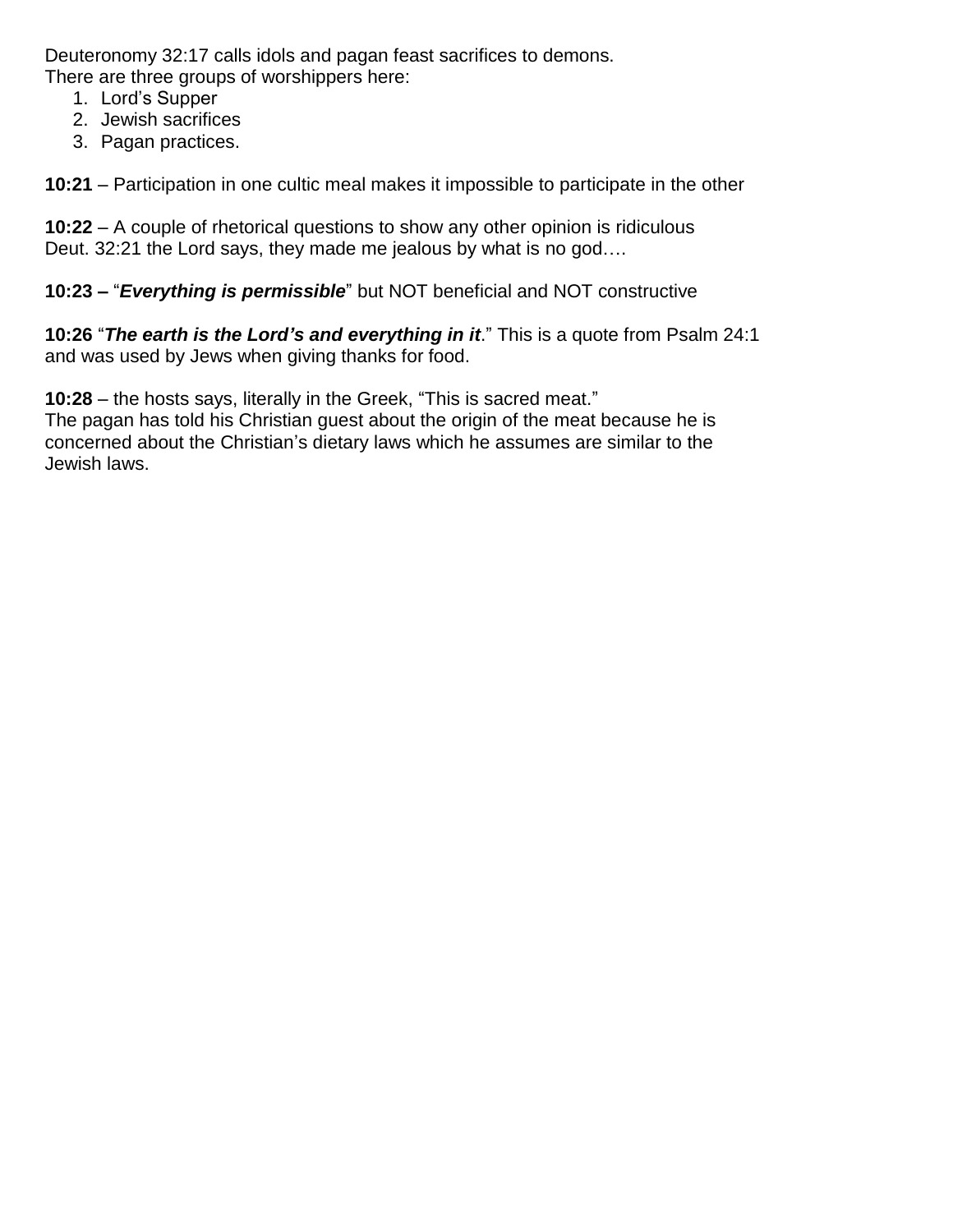Deuteronomy 32:17 calls idols and pagan feast sacrifices to demons.
There are three groups of worshippers here:

1. Lord's Supper
2. Jewish sacrifices
3. Pagan practices.

**10:21** – Participation in one cultic meal makes it impossible to participate in the other

**10:22** – A couple of rhetorical questions to show any other opinion is ridiculous
Deut. 32:21 the Lord says, they made me jealous by what is no god….

**10:23 –** "***Everything is permissible***" but NOT beneficial and NOT constructive

**10:26** "***The earth is the Lord's and everything in it***." This is a quote from Psalm 24:1 and was used by Jews when giving thanks for food.

**10:28** – the hosts says, literally in the Greek, "This is sacred meat."
The pagan has told his Christian guest about the origin of the meat because he is concerned about the Christian's dietary laws which he assumes are similar to the Jewish laws.